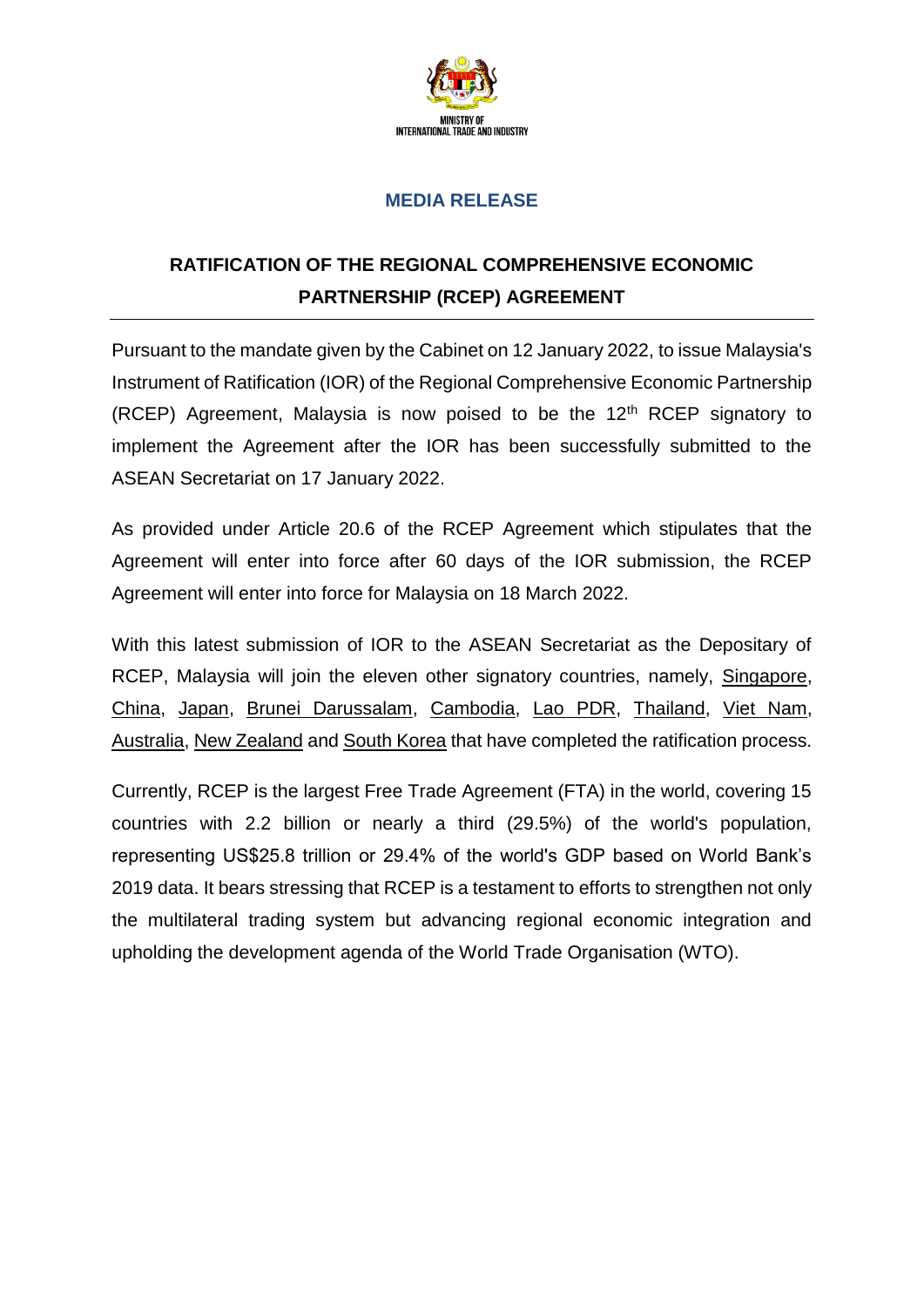MINISTRY OF
INTERNATIONAL TRADE AND INDUSTRY

## MEDIA RELEASE

# RATIFICATION OF THE REGIONAL COMPREHENSIVE ECONOMIC PARTNERSHIP (RCEP) AGREEMENT

Pursuant to the mandate given by the Cabinet on 12 January 2022, to issue Malaysia's Instrument of Ratification (IOR) of the Regional Comprehensive Economic Partnership (RCEP) Agreement, Malaysia is now poised to be the 12th RCEP signatory to implement the Agreement after the IOR has been successfully submitted to the ASEAN Secretariat on 17 January 2022.

As provided under Article 20.6 of the RCEP Agreement which stipulates that the Agreement will enter into force after 60 days of the IOR submission, the RCEP Agreement will enter into force for Malaysia on 18 March 2022.

With this latest submission of IOR to the ASEAN Secretariat as the Depositary of RCEP, Malaysia will join the eleven other signatory countries, namely, Singapore, China, Japan, Brunei Darussalam, Cambodia, Lao PDR, Thailand, Viet Nam, Australia, New Zealand and South Korea that have completed the ratification process.

Currently, RCEP is the largest Free Trade Agreement (FTA) in the world, covering 15 countries with 2.2 billion or nearly a third (29.5%) of the world's population, representing US$25.8 trillion or 29.4% of the world's GDP based on World Bank's 2019 data. It bears stressing that RCEP is a testament to efforts to strengthen not only the multilateral trading system but advancing regional economic integration and upholding the development agenda of the World Trade Organisation (WTO).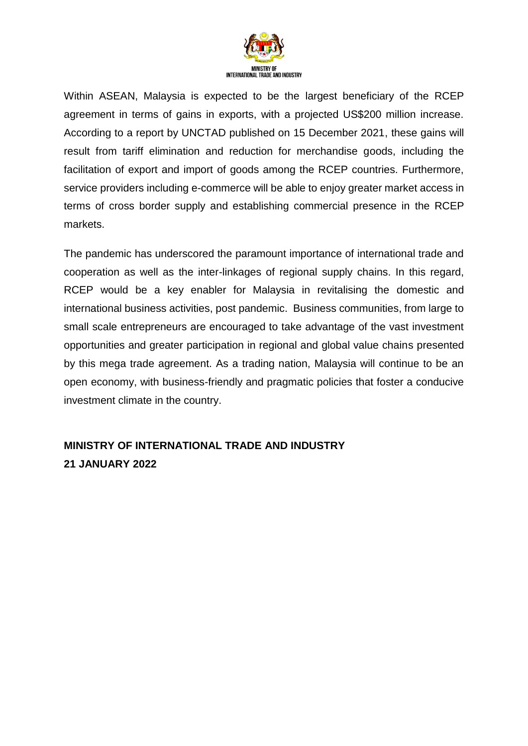Within ASEAN, Malaysia is expected to be the largest beneficiary of the RCEP agreement in terms of gains in exports, with a projected US$200 million increase. According to a report by UNCTAD published on 15 December 2021, these gains will result from tariff elimination and reduction for merchandise goods, including the facilitation of export and import of goods among the RCEP countries. Furthermore, service providers including e-commerce will be able to enjoy greater market access in terms of cross border supply and establishing commercial presence in the RCEP markets.

The pandemic has underscored the paramount importance of international trade and cooperation as well as the inter-linkages of regional supply chains. In this regard, RCEP would be a key enabler for Malaysia in revitalising the domestic and international business activities, post pandemic. Business communities, from large to small scale entrepreneurs are encouraged to take advantage of the vast investment opportunities and greater participation in regional and global value chains presented by this mega trade agreement. As a trading nation, Malaysia will continue to be an open economy, with business-friendly and pragmatic policies that foster a conducive investment climate in the country.

**MINISTRY OF INTERNATIONAL TRADE AND INDUSTRY**
**21 JANUARY 2022**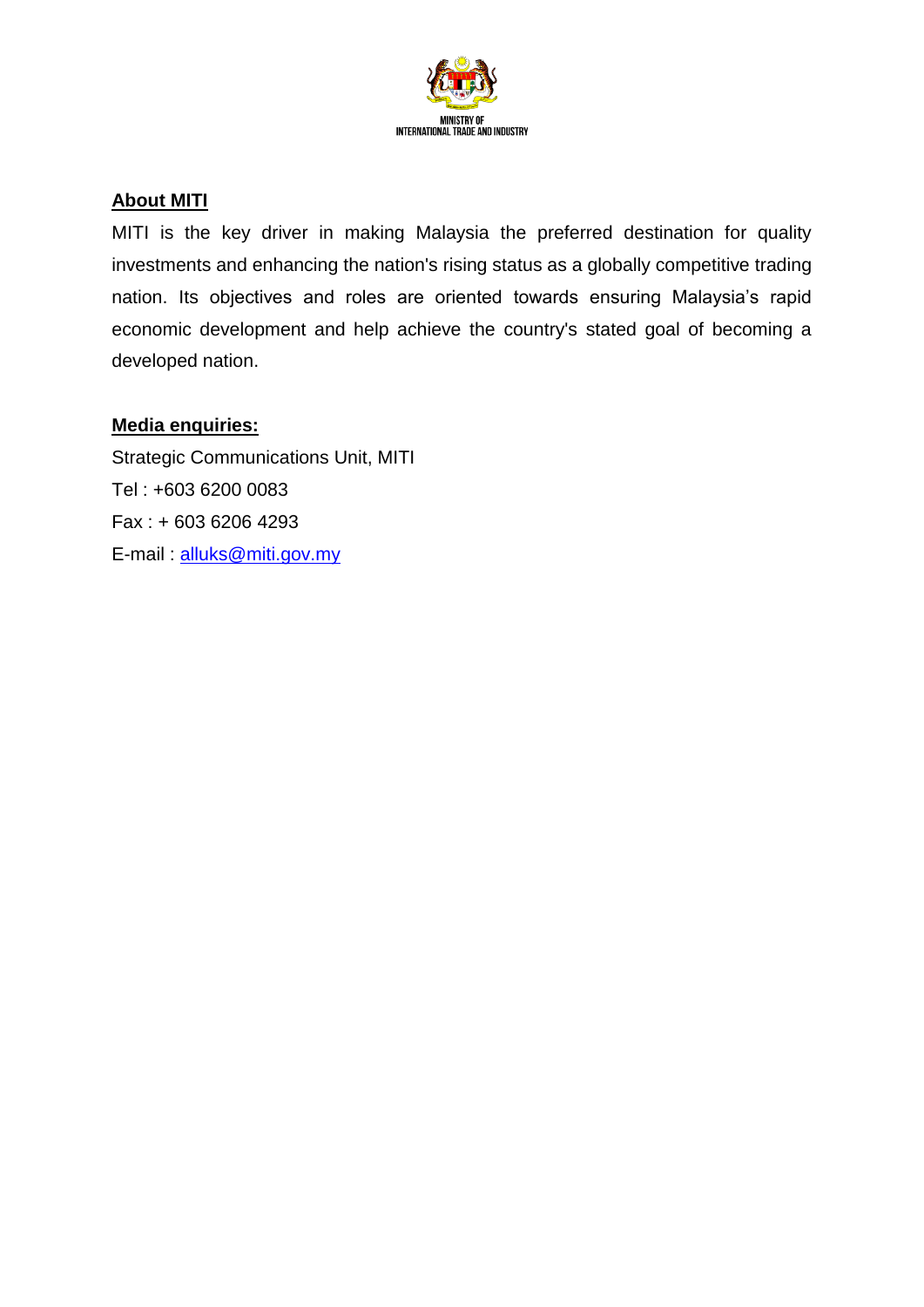MINISTRY OF
INTERNATIONAL TRADE AND INDUSTRY

**About MITI**

MITI is the key driver in making Malaysia the preferred destination for quality investments and enhancing the nation's rising status as a globally competitive trading nation. Its objectives and roles are oriented towards ensuring Malaysia's rapid economic development and help achieve the country's stated goal of becoming a developed nation.

**Media enquiries:**

Strategic Communications Unit, MITI
Tel : +603 6200 0083
Fax : + 603 6206 4293
E-mail : alluks@miti.gov.my